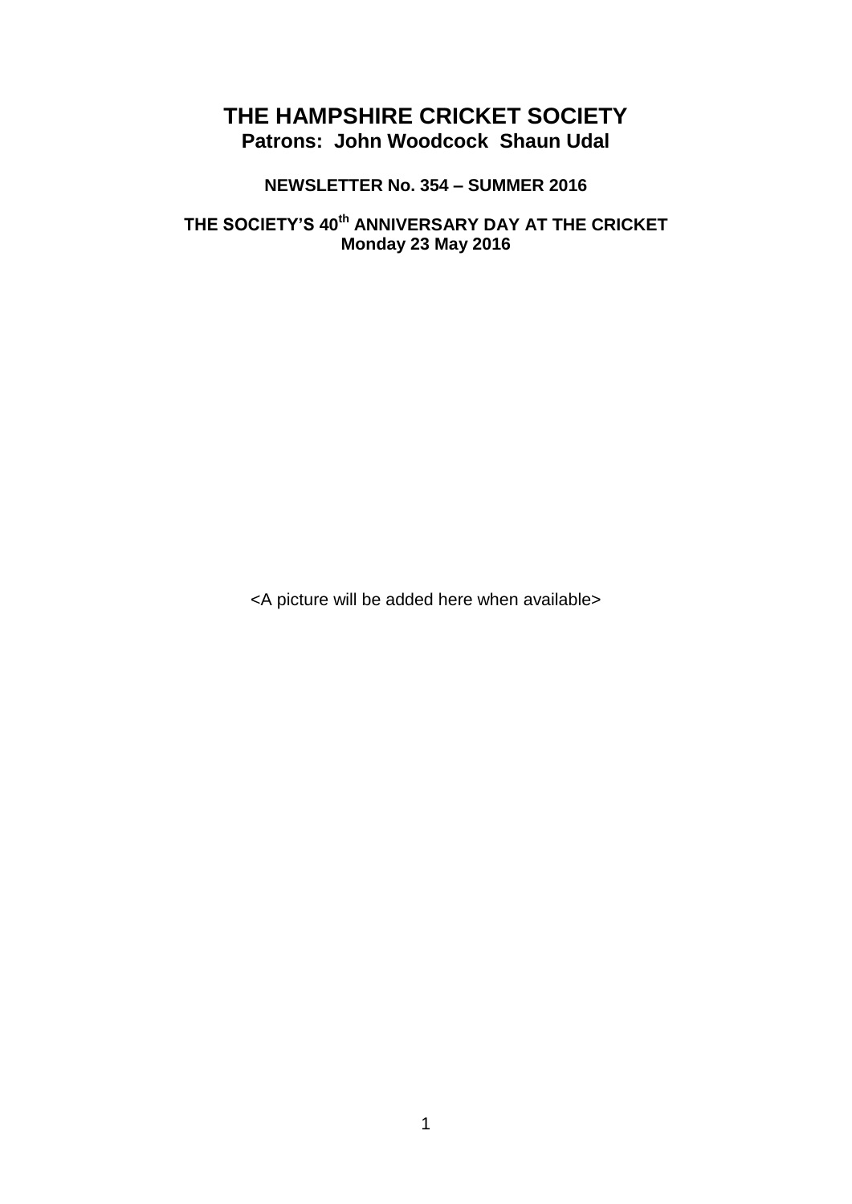# THE HAMPSHIRE CRICKET SOCIETY

**Patrons: John Woodcock Shaun Udal**

**NEWSLETTER No. 354 – SUMMER 2016**

**THE SOCIETY'S 40th ANNIVERSARY DAY AT THE CRICKET**
**Monday 23 May 2016**

<A picture will be added here when available>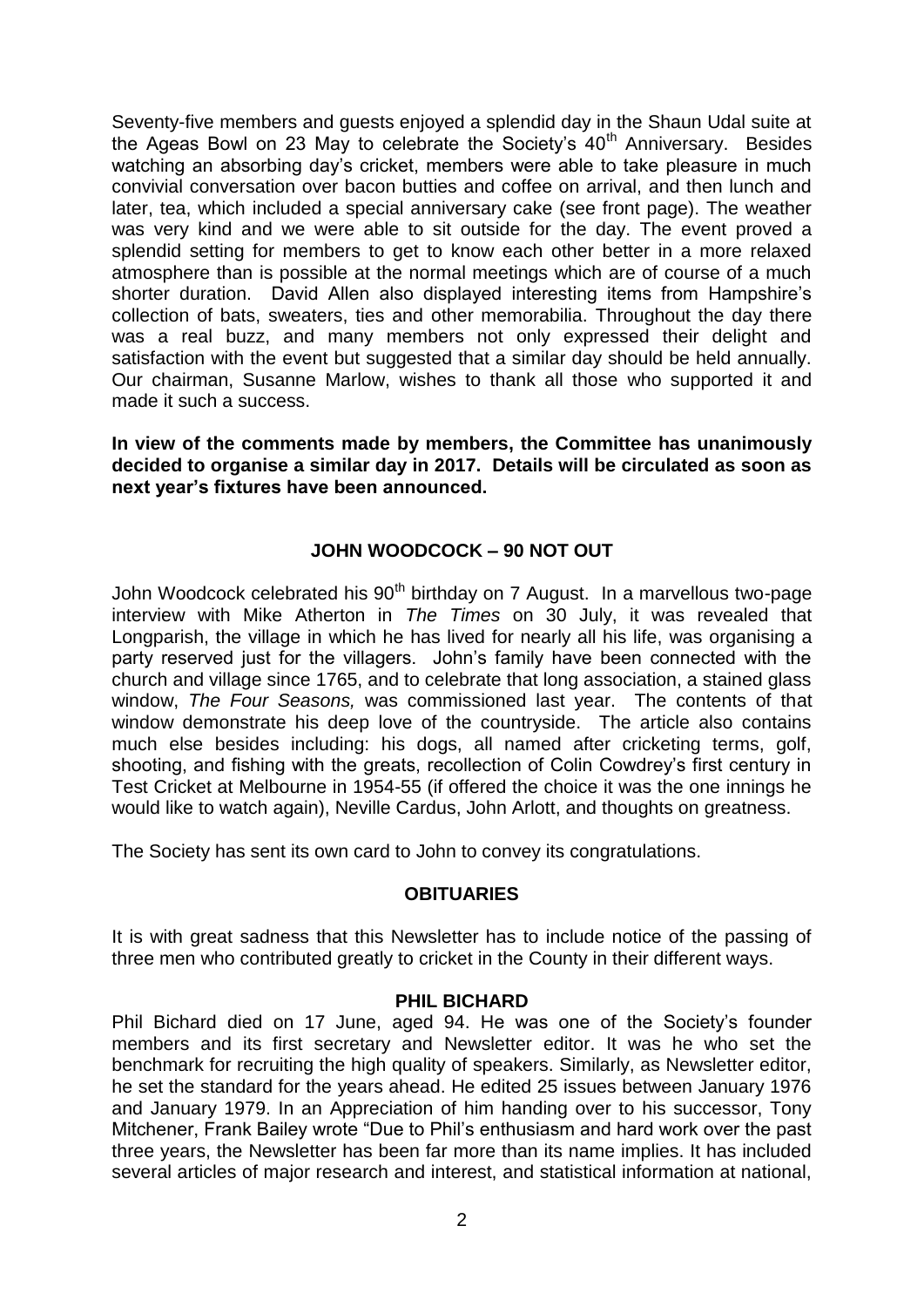Seventy-five members and guests enjoyed a splendid day in the Shaun Udal suite at the Ageas Bowl on 23 May to celebrate the Society's 40th Anniversary. Besides watching an absorbing day's cricket, members were able to take pleasure in much convivial conversation over bacon butties and coffee on arrival, and then lunch and later, tea, which included a special anniversary cake (see front page). The weather was very kind and we were able to sit outside for the day. The event proved a splendid setting for members to get to know each other better in a more relaxed atmosphere than is possible at the normal meetings which are of course of a much shorter duration. David Allen also displayed interesting items from Hampshire's collection of bats, sweaters, ties and other memorabilia. Throughout the day there was a real buzz, and many members not only expressed their delight and satisfaction with the event but suggested that a similar day should be held annually. Our chairman, Susanne Marlow, wishes to thank all those who supported it and made it such a success.

**In view of the comments made by members, the Committee has unanimously decided to organise a similar day in 2017. Details will be circulated as soon as next year's fixtures have been announced.**

## JOHN WOODCOCK – 90 NOT OUT

John Woodcock celebrated his 90th birthday on 7 August. In a marvellous two-page interview with Mike Atherton in *The Times* on 30 July, it was revealed that Longparish, the village in which he has lived for nearly all his life, was organising a party reserved just for the villagers. John's family have been connected with the church and village since 1765, and to celebrate that long association, a stained glass window, *The Four Seasons,* was commissioned last year. The contents of that window demonstrate his deep love of the countryside. The article also contains much else besides including: his dogs, all named after cricketing terms, golf, shooting, and fishing with the greats, recollection of Colin Cowdrey's first century in Test Cricket at Melbourne in 1954-55 (if offered the choice it was the one innings he would like to watch again), Neville Cardus, John Arlott, and thoughts on greatness.

The Society has sent its own card to John to convey its congratulations.

## OBITUARIES

It is with great sadness that this Newsletter has to include notice of the passing of three men who contributed greatly to cricket in the County in their different ways.

### PHIL BICHARD

Phil Bichard died on 17 June, aged 94. He was one of the Society's founder members and its first secretary and Newsletter editor. It was he who set the benchmark for recruiting the high quality of speakers. Similarly, as Newsletter editor, he set the standard for the years ahead. He edited 25 issues between January 1976 and January 1979. In an Appreciation of him handing over to his successor, Tony Mitchener, Frank Bailey wrote "Due to Phil's enthusiasm and hard work over the past three years, the Newsletter has been far more than its name implies. It has included several articles of major research and interest, and statistical information at national,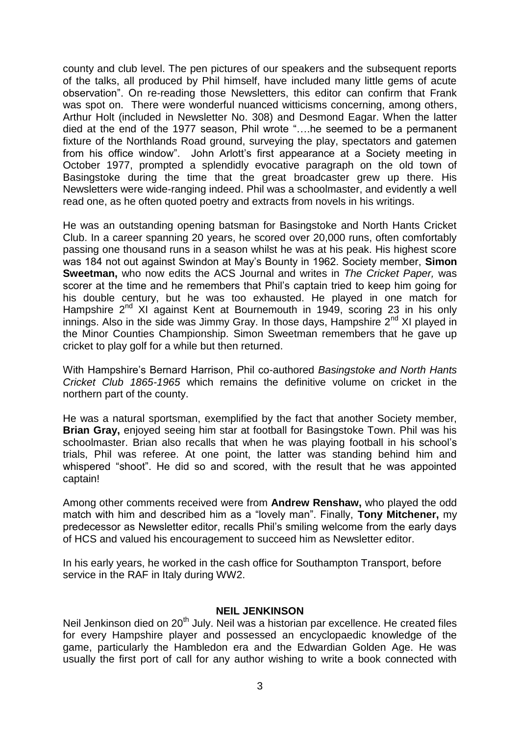county and club level. The pen pictures of our speakers and the subsequent reports of the talks, all produced by Phil himself, have included many little gems of acute observation". On re-reading those Newsletters, this editor can confirm that Frank was spot on. There were wonderful nuanced witticisms concerning, among others, Arthur Holt (included in Newsletter No. 308) and Desmond Eagar. When the latter died at the end of the 1977 season, Phil wrote "….he seemed to be a permanent fixture of the Northlands Road ground, surveying the play, spectators and gatemen from his office window". John Arlott's first appearance at a Society meeting in October 1977, prompted a splendidly evocative paragraph on the old town of Basingstoke during the time that the great broadcaster grew up there. His Newsletters were wide-ranging indeed. Phil was a schoolmaster, and evidently a well read one, as he often quoted poetry and extracts from novels in his writings.

He was an outstanding opening batsman for Basingstoke and North Hants Cricket Club. In a career spanning 20 years, he scored over 20,000 runs, often comfortably passing one thousand runs in a season whilst he was at his peak. His highest score was 184 not out against Swindon at May's Bounty in 1962. Society member, **Simon Sweetman,** who now edits the ACS Journal and writes in *The Cricket Paper,* was scorer at the time and he remembers that Phil's captain tried to keep him going for his double century, but he was too exhausted. He played in one match for Hampshire 2nd XI against Kent at Bournemouth in 1949, scoring 23 in his only innings. Also in the side was Jimmy Gray. In those days, Hampshire 2nd XI played in the Minor Counties Championship. Simon Sweetman remembers that he gave up cricket to play golf for a while but then returned.

With Hampshire's Bernard Harrison, Phil co-authored *Basingstoke and North Hants Cricket Club 1865-1965* which remains the definitive volume on cricket in the northern part of the county.

He was a natural sportsman, exemplified by the fact that another Society member, **Brian Gray,** enjoyed seeing him star at football for Basingstoke Town. Phil was his schoolmaster. Brian also recalls that when he was playing football in his school's trials, Phil was referee. At one point, the latter was standing behind him and whispered "shoot". He did so and scored, with the result that he was appointed captain!

Among other comments received were from **Andrew Renshaw,** who played the odd match with him and described him as a "lovely man". Finally, **Tony Mitchener,** my predecessor as Newsletter editor, recalls Phil's smiling welcome from the early days of HCS and valued his encouragement to succeed him as Newsletter editor.

In his early years, he worked in the cash office for Southampton Transport, before service in the RAF in Italy during WW2.

## NEIL JENKINSON

Neil Jenkinson died on 20th July. Neil was a historian par excellence. He created files for every Hampshire player and possessed an encyclopaedic knowledge of the game, particularly the Hambledon era and the Edwardian Golden Age. He was usually the first port of call for any author wishing to write a book connected with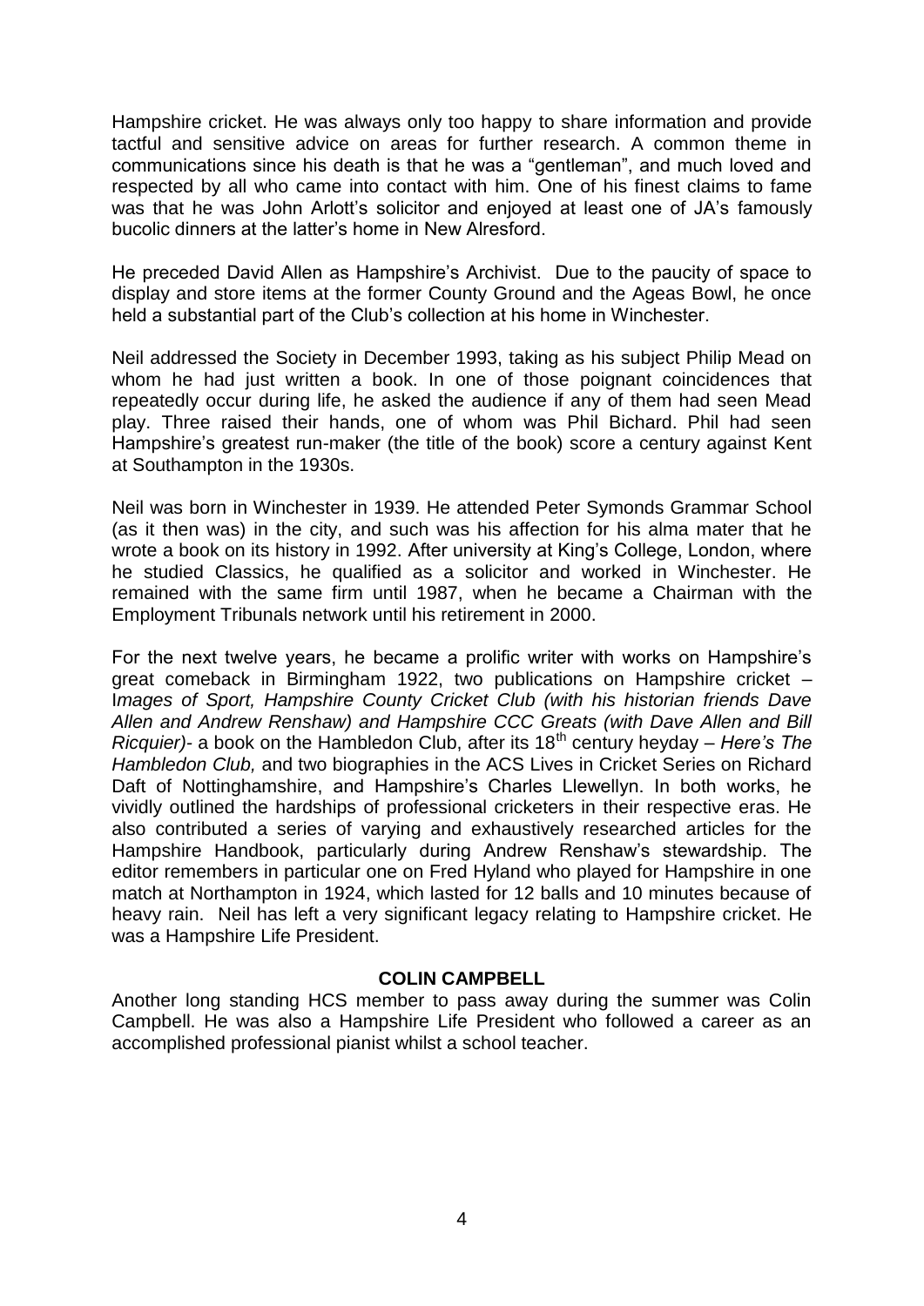Hampshire cricket. He was always only too happy to share information and provide tactful and sensitive advice on areas for further research. A common theme in communications since his death is that he was a "gentleman", and much loved and respected by all who came into contact with him. One of his finest claims to fame was that he was John Arlott's solicitor and enjoyed at least one of JA's famously bucolic dinners at the latter's home in New Alresford.

He preceded David Allen as Hampshire's Archivist. Due to the paucity of space to display and store items at the former County Ground and the Ageas Bowl, he once held a substantial part of the Club's collection at his home in Winchester.

Neil addressed the Society in December 1993, taking as his subject Philip Mead on whom he had just written a book. In one of those poignant coincidences that repeatedly occur during life, he asked the audience if any of them had seen Mead play. Three raised their hands, one of whom was Phil Bichard. Phil had seen Hampshire's greatest run-maker (the title of the book) score a century against Kent at Southampton in the 1930s.

Neil was born in Winchester in 1939. He attended Peter Symonds Grammar School (as it then was) in the city, and such was his affection for his alma mater that he wrote a book on its history in 1992. After university at King's College, London, where he studied Classics, he qualified as a solicitor and worked in Winchester. He remained with the same firm until 1987, when he became a Chairman with the Employment Tribunals network until his retirement in 2000.

For the next twelve years, he became a prolific writer with works on Hampshire's great comeback in Birmingham 1922, two publications on Hampshire cricket – I*mages of Sport, Hampshire County Cricket Club (with his historian friends Dave Allen and Andrew Renshaw) and Hampshire CCC Greats (with Dave Allen and Bill Ricquier)*- a book on the Hambledon Club, after its 18th century heyday – *Here's The Hambledon Club,* and two biographies in the ACS Lives in Cricket Series on Richard Daft of Nottinghamshire, and Hampshire's Charles Llewellyn. In both works, he vividly outlined the hardships of professional cricketers in their respective eras. He also contributed a series of varying and exhaustively researched articles for the Hampshire Handbook, particularly during Andrew Renshaw's stewardship. The editor remembers in particular one on Fred Hyland who played for Hampshire in one match at Northampton in 1924, which lasted for 12 balls and 10 minutes because of heavy rain. Neil has left a very significant legacy relating to Hampshire cricket. He was a Hampshire Life President.

## COLIN CAMPBELL

Another long standing HCS member to pass away during the summer was Colin Campbell. He was also a Hampshire Life President who followed a career as an accomplished professional pianist whilst a school teacher.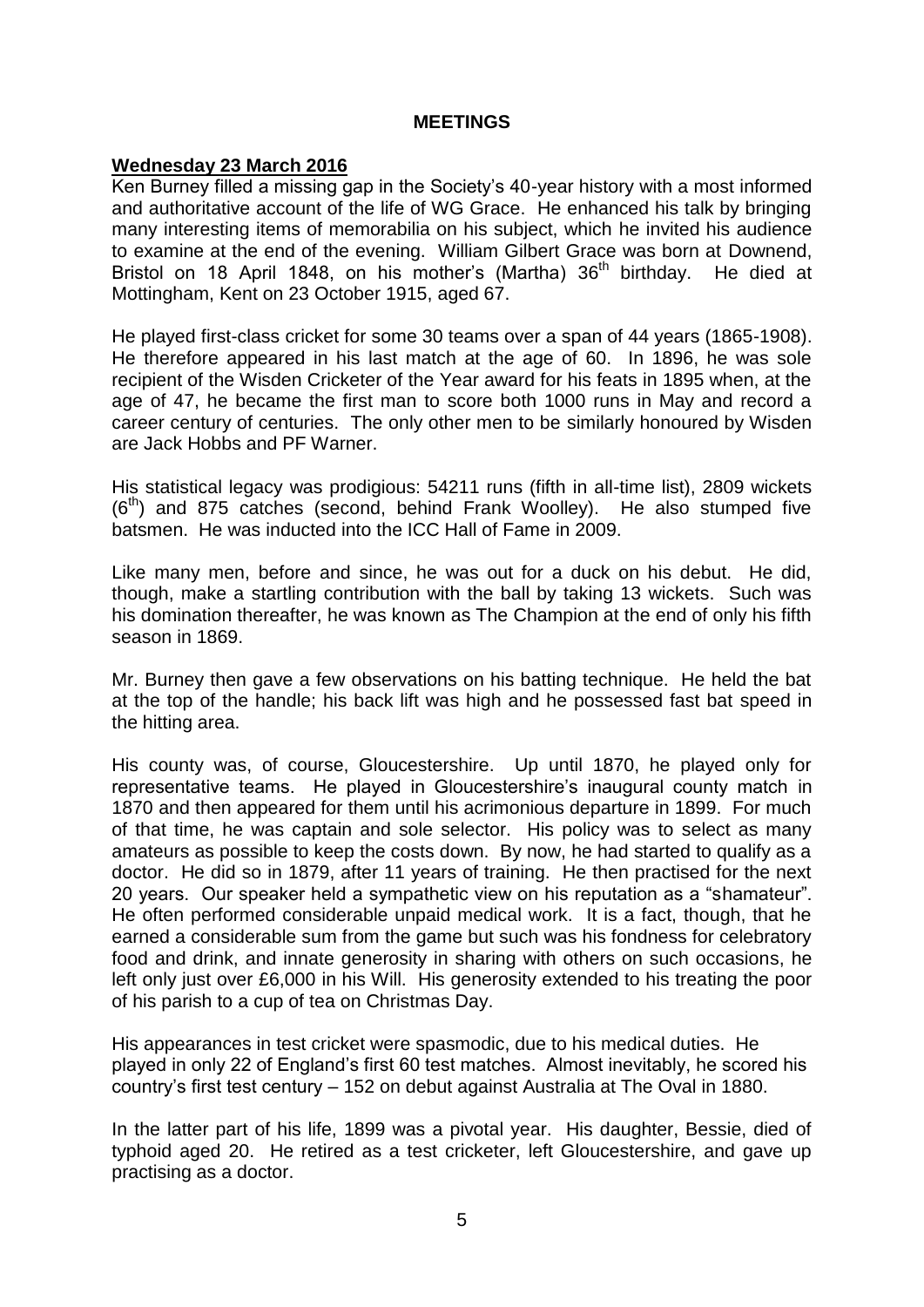# MEETINGS

**Wednesday 23 March 2016**

Ken Burney filled a missing gap in the Society's 40-year history with a most informed and authoritative account of the life of WG Grace. He enhanced his talk by bringing many interesting items of memorabilia on his subject, which he invited his audience to examine at the end of the evening. William Gilbert Grace was born at Downend, Bristol on 18 April 1848, on his mother's (Martha) 36th birthday. He died at Mottingham, Kent on 23 October 1915, aged 67.

He played first-class cricket for some 30 teams over a span of 44 years (1865-1908). He therefore appeared in his last match at the age of 60. In 1896, he was sole recipient of the Wisden Cricketer of the Year award for his feats in 1895 when, at the age of 47, he became the first man to score both 1000 runs in May and record a career century of centuries. The only other men to be similarly honoured by Wisden are Jack Hobbs and PF Warner.

His statistical legacy was prodigious: 54211 runs (fifth in all-time list), 2809 wickets (6th) and 875 catches (second, behind Frank Woolley). He also stumped five batsmen. He was inducted into the ICC Hall of Fame in 2009.

Like many men, before and since, he was out for a duck on his debut. He did, though, make a startling contribution with the ball by taking 13 wickets. Such was his domination thereafter, he was known as The Champion at the end of only his fifth season in 1869.

Mr. Burney then gave a few observations on his batting technique. He held the bat at the top of the handle; his back lift was high and he possessed fast bat speed in the hitting area.

His county was, of course, Gloucestershire. Up until 1870, he played only for representative teams. He played in Gloucestershire's inaugural county match in 1870 and then appeared for them until his acrimonious departure in 1899. For much of that time, he was captain and sole selector. His policy was to select as many amateurs as possible to keep the costs down. By now, he had started to qualify as a doctor. He did so in 1879, after 11 years of training. He then practised for the next 20 years. Our speaker held a sympathetic view on his reputation as a "shamateur". He often performed considerable unpaid medical work. It is a fact, though, that he earned a considerable sum from the game but such was his fondness for celebratory food and drink, and innate generosity in sharing with others on such occasions, he left only just over £6,000 in his Will. His generosity extended to his treating the poor of his parish to a cup of tea on Christmas Day.

His appearances in test cricket were spasmodic, due to his medical duties. He played in only 22 of England's first 60 test matches. Almost inevitably, he scored his country's first test century – 152 on debut against Australia at The Oval in 1880.

In the latter part of his life, 1899 was a pivotal year. His daughter, Bessie, died of typhoid aged 20. He retired as a test cricketer, left Gloucestershire, and gave up practising as a doctor.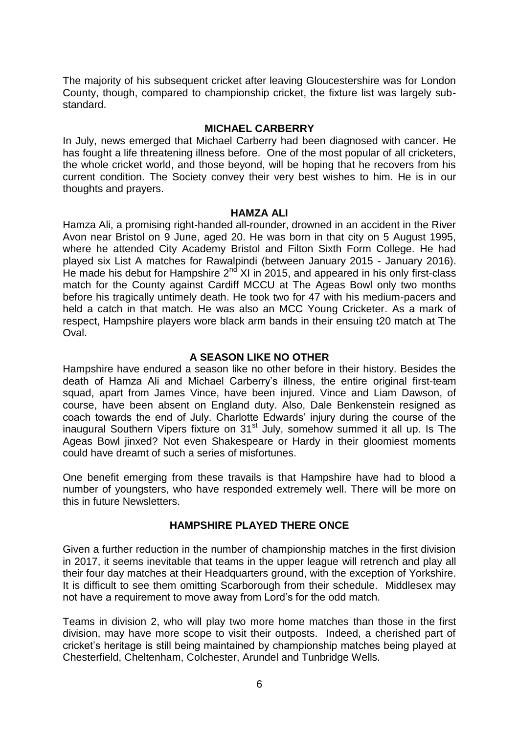The majority of his subsequent cricket after leaving Gloucestershire was for London County, though, compared to championship cricket, the fixture list was largely sub-standard.

## MICHAEL CARBERRY

In July, news emerged that Michael Carberry had been diagnosed with cancer. He has fought a life threatening illness before. One of the most popular of all cricketers, the whole cricket world, and those beyond, will be hoping that he recovers from his current condition. The Society convey their very best wishes to him. He is in our thoughts and prayers.

## HAMZA ALI

Hamza Ali, a promising right-handed all-rounder, drowned in an accident in the River Avon near Bristol on 9 June, aged 20. He was born in that city on 5 August 1995, where he attended City Academy Bristol and Filton Sixth Form College. He had played six List A matches for Rawalpindi (between January 2015 - January 2016). He made his debut for Hampshire 2nd XI in 2015, and appeared in his only first-class match for the County against Cardiff MCCU at The Ageas Bowl only two months before his tragically untimely death. He took two for 47 with his medium-pacers and held a catch in that match. He was also an MCC Young Cricketer. As a mark of respect, Hampshire players wore black arm bands in their ensuing t20 match at The Oval.

## A SEASON LIKE NO OTHER

Hampshire have endured a season like no other before in their history. Besides the death of Hamza Ali and Michael Carberry's illness, the entire original first-team squad, apart from James Vince, have been injured. Vince and Liam Dawson, of course, have been absent on England duty. Also, Dale Benkenstein resigned as coach towards the end of July. Charlotte Edwards' injury during the course of the inaugural Southern Vipers fixture on 31st July, somehow summed it all up. Is The Ageas Bowl jinxed? Not even Shakespeare or Hardy in their gloomiest moments could have dreamt of such a series of misfortunes.

One benefit emerging from these travails is that Hampshire have had to blood a number of youngsters, who have responded extremely well. There will be more on this in future Newsletters.

## HAMPSHIRE PLAYED THERE ONCE

Given a further reduction in the number of championship matches in the first division in 2017, it seems inevitable that teams in the upper league will retrench and play all their four day matches at their Headquarters ground, with the exception of Yorkshire. It is difficult to see them omitting Scarborough from their schedule. Middlesex may not have a requirement to move away from Lord's for the odd match.

Teams in division 2, who will play two more home matches than those in the first division, may have more scope to visit their outposts. Indeed, a cherished part of cricket's heritage is still being maintained by championship matches being played at Chesterfield, Cheltenham, Colchester, Arundel and Tunbridge Wells.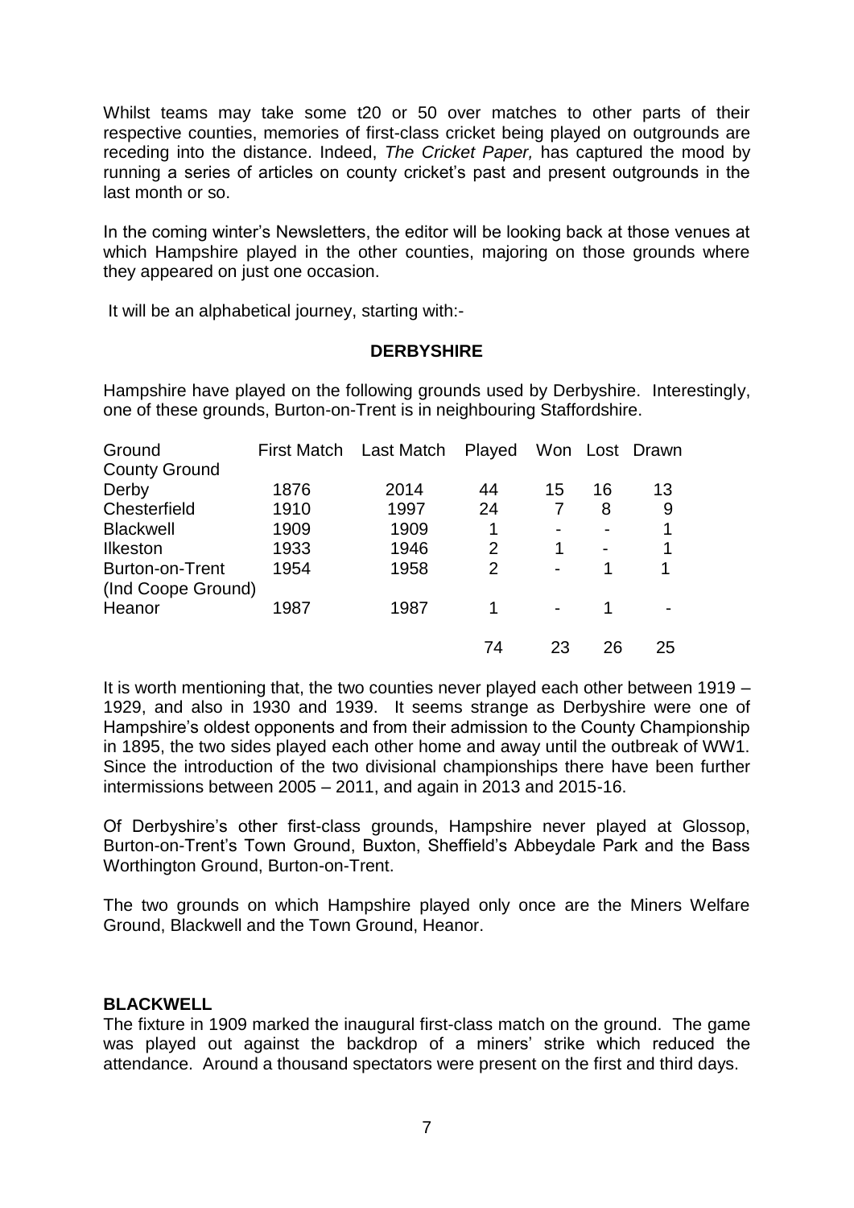Whilst teams may take some t20 or 50 over matches to other parts of their respective counties, memories of first-class cricket being played on outgrounds are receding into the distance. Indeed, *The Cricket Paper,* has captured the mood by running a series of articles on county cricket's past and present outgrounds in the last month or so.

In the coming winter's Newsletters, the editor will be looking back at those venues at which Hampshire played in the other counties, majoring on those grounds where they appeared on just one occasion.

It will be an alphabetical journey, starting with:-

## DERBYSHIRE

Hampshire have played on the following grounds used by Derbyshire. Interestingly, one of these grounds, Burton-on-Trent is in neighbouring Staffordshire.

| Ground | First Match | Last Match | Played | Won | Lost | Drawn |
|---|---|---|---|---|---|---|
| County Ground Derby | 1876 | 2014 | 44 | 15 | 16 | 13 |
| Chesterfield | 1910 | 1997 | 24 | 7 | 8 | 9 |
| Blackwell | 1909 | 1909 | 1 | - | - | 1 |
| Ilkeston | 1933 | 1946 | 2 | 1 | - | 1 |
| Burton-on-Trent (Ind Coope Ground) | 1954 | 1958 | 2 | - | 1 | 1 |
| Heanor | 1987 | 1987 | 1 | - | 1 | - |
| | | | 74 | 23 | 26 | 25 |

It is worth mentioning that, the two counties never played each other between 1919 – 1929, and also in 1930 and 1939. It seems strange as Derbyshire were one of Hampshire's oldest opponents and from their admission to the County Championship in 1895, the two sides played each other home and away until the outbreak of WW1. Since the introduction of the two divisional championships there have been further intermissions between 2005 – 2011, and again in 2013 and 2015-16.

Of Derbyshire's other first-class grounds, Hampshire never played at Glossop, Burton-on-Trent's Town Ground, Buxton, Sheffield's Abbeydale Park and the Bass Worthington Ground, Burton-on-Trent.

The two grounds on which Hampshire played only once are the Miners Welfare Ground, Blackwell and the Town Ground, Heanor.

### BLACKWELL

The fixture in 1909 marked the inaugural first-class match on the ground. The game was played out against the backdrop of a miners' strike which reduced the attendance. Around a thousand spectators were present on the first and third days.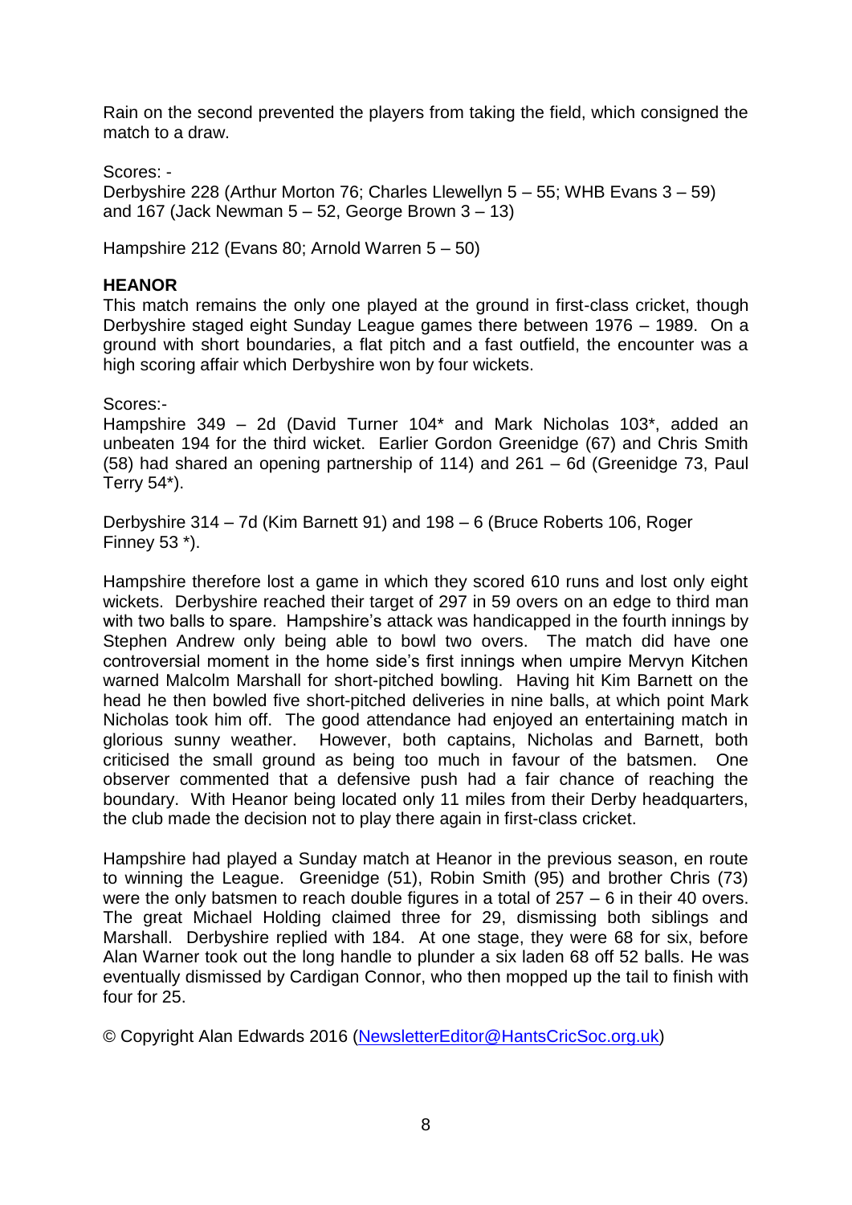Rain on the second prevented the players from taking the field, which consigned the match to a draw.

Scores: -
Derbyshire 228 (Arthur Morton 76; Charles Llewellyn 5 – 55; WHB Evans 3 – 59) and 167 (Jack Newman 5 – 52, George Brown 3 – 13)

Hampshire 212 (Evans 80; Arnold Warren 5 – 50)

**HEANOR**

This match remains the only one played at the ground in first-class cricket, though Derbyshire staged eight Sunday League games there between 1976 – 1989. On a ground with short boundaries, a flat pitch and a fast outfield, the encounter was a high scoring affair which Derbyshire won by four wickets.

Scores:-
Hampshire 349 – 2d (David Turner 104* and Mark Nicholas 103*, added an unbeaten 194 for the third wicket. Earlier Gordon Greenidge (67) and Chris Smith (58) had shared an opening partnership of 114) and 261 – 6d (Greenidge 73, Paul Terry 54*).

Derbyshire 314 – 7d (Kim Barnett 91) and 198 – 6 (Bruce Roberts 106, Roger Finney 53 *).

Hampshire therefore lost a game in which they scored 610 runs and lost only eight wickets. Derbyshire reached their target of 297 in 59 overs on an edge to third man with two balls to spare. Hampshire's attack was handicapped in the fourth innings by Stephen Andrew only being able to bowl two overs. The match did have one controversial moment in the home side's first innings when umpire Mervyn Kitchen warned Malcolm Marshall for short-pitched bowling. Having hit Kim Barnett on the head he then bowled five short-pitched deliveries in nine balls, at which point Mark Nicholas took him off. The good attendance had enjoyed an entertaining match in glorious sunny weather. However, both captains, Nicholas and Barnett, both criticised the small ground as being too much in favour of the batsmen. One observer commented that a defensive push had a fair chance of reaching the boundary. With Heanor being located only 11 miles from their Derby headquarters, the club made the decision not to play there again in first-class cricket.

Hampshire had played a Sunday match at Heanor in the previous season, en route to winning the League. Greenidge (51), Robin Smith (95) and brother Chris (73) were the only batsmen to reach double figures in a total of 257 – 6 in their 40 overs. The great Michael Holding claimed three for 29, dismissing both siblings and Marshall. Derbyshire replied with 184. At one stage, they were 68 for six, before Alan Warner took out the long handle to plunder a six laden 68 off 52 balls. He was eventually dismissed by Cardigan Connor, who then mopped up the tail to finish with four for 25.

© Copyright Alan Edwards 2016 (NewsletterEditor@HantsCricSoc.org.uk)